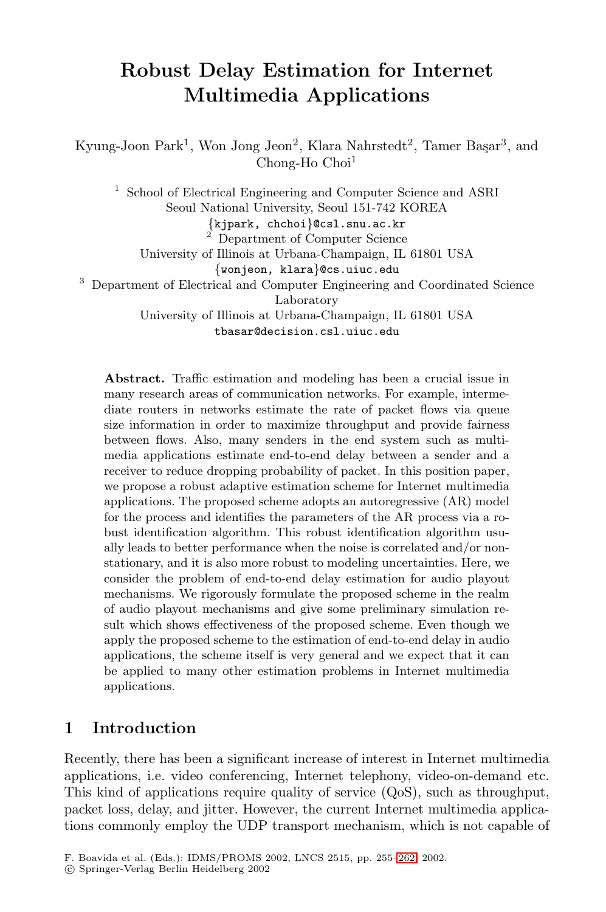# Robust Delay Estimation for Internet Multimedia Applications

Kyung-Joon Park[1], Won Jong Jeon[2], Klara Nahrstedt[2], Tamer Başar[3], and Chong-Ho Choi[1]

[1] School of Electrical Engineering and Computer Science and ASRI
Seoul National University, Seoul 151-742 KOREA
{kjpark, chchoi}@csl.snu.ac.kr

[2] Department of Computer Science
University of Illinois at Urbana-Champaign, IL 61801 USA
{wonjeon, klara}@cs.uiuc.edu

[3] Department of Electrical and Computer Engineering and Coordinated Science Laboratory
University of Illinois at Urbana-Champaign, IL 61801 USA
tbasar@decision.csl.uiuc.edu

**Abstract.** Traffic estimation and modeling has been a crucial issue in many research areas of communication networks. For example, intermediate routers in networks estimate the rate of packet flows via queue size information in order to maximize throughput and provide fairness between flows. Also, many senders in the end system such as multimedia applications estimate end-to-end delay between a sender and a receiver to reduce dropping probability of packet. In this position paper, we propose a robust adaptive estimation scheme for Internet multimedia applications. The proposed scheme adopts an autoregressive (AR) model for the process and identifies the parameters of the AR process via a robust identification algorithm. This robust identification algorithm usually leads to better performance when the noise is correlated and/or nonstationary, and it is also more robust to modeling uncertainties. Here, we consider the problem of end-to-end delay estimation for audio playout mechanisms. We rigorously formulate the proposed scheme in the realm of audio playout mechanisms and give some preliminary simulation result which shows effectiveness of the proposed scheme. Even though we apply the proposed scheme to the estimation of end-to-end delay in audio applications, the scheme itself is very general and we expect that it can be applied to many other estimation problems in Internet multimedia applications.

## 1 Introduction

Recently, there has been a significant increase of interest in Internet multimedia applications, i.e. video conferencing, Internet telephony, video-on-demand etc. This kind of applications require quality of service (QoS), such as throughput, packet loss, delay, and jitter. However, the current Internet multimedia applications commonly employ the UDP transport mechanism, which is not capable of

F. Boavida et al. (Eds.): IDMS/PROMS 2002, LNCS 2515, pp. 255–262, 2002.
© Springer-Verlag Berlin Heidelberg 2002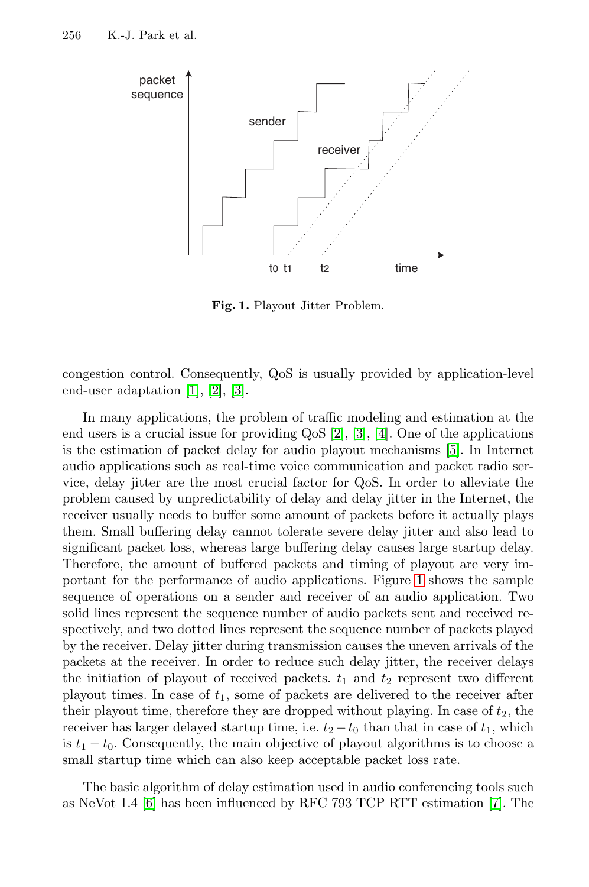Fig. 1. Playout Jitter Problem.

congestion control. Consequently, QoS is usually provided by application-level end-user adaptation [1], [2], [3].

In many applications, the problem of traffic modeling and estimation at the end users is a crucial issue for providing QoS [2], [3], [4]. One of the applications is the estimation of packet delay for audio playout mechanisms [5]. In Internet audio applications such as real-time voice communication and packet radio service, delay jitter are the most crucial factor for QoS. In order to alleviate the problem caused by unpredictability of delay and delay jitter in the Internet, the receiver usually needs to buffer some amount of packets before it actually plays them. Small buffering delay cannot tolerate severe delay jitter and also lead to significant packet loss, whereas large buffering delay causes large startup delay. Therefore, the amount of buffered packets and timing of playout are very important for the performance of audio applications. Figure 1 shows the sample sequence of operations on a sender and receiver of an audio application. Two solid lines represent the sequence number of audio packets sent and received respectively, and two dotted lines represent the sequence number of packets played by the receiver. Delay jitter during transmission causes the uneven arrivals of the packets at the receiver. In order to reduce such delay jitter, the receiver delays the initiation of playout of received packets. $t_1$ and $t_2$ represent two different playout times. In case of $t_1$, some of packets are delivered to the receiver after their playout time, therefore they are dropped without playing. In case of $t_2$, the receiver has larger delayed startup time, i.e. $t_2 - t_0$ than that in case of $t_1$, which is $t_1 - t_0$. Consequently, the main objective of playout algorithms is to choose a small startup time which can also keep acceptable packet loss rate.

The basic algorithm of delay estimation used in audio conferencing tools such as NeVot 1.4 [6] has been influenced by RFC 793 TCP RTT estimation [7]. The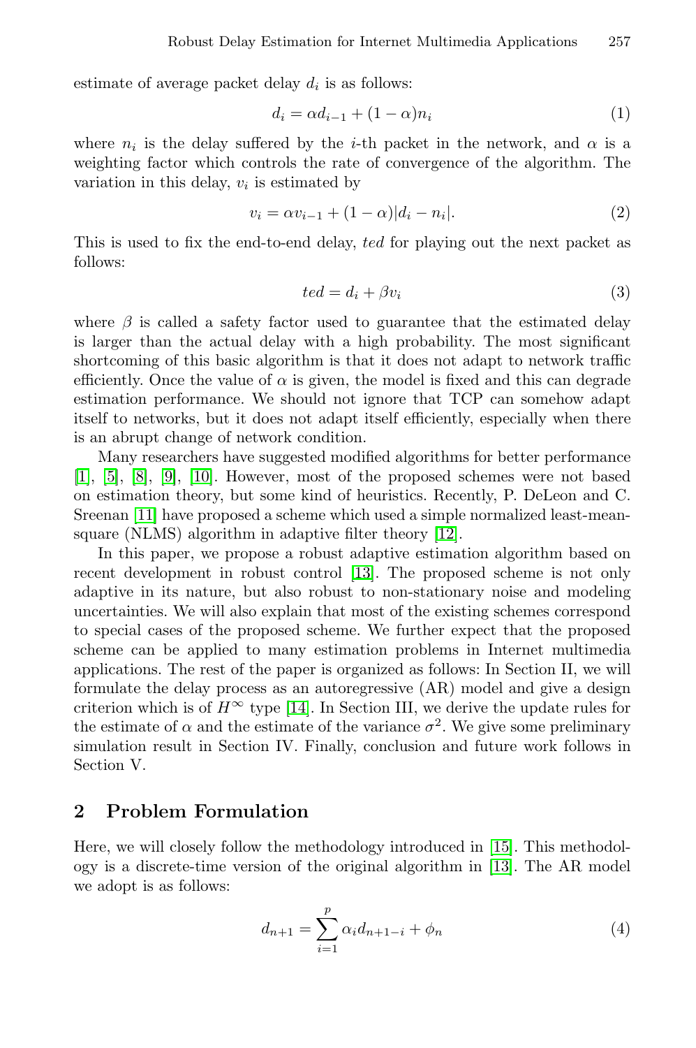estimate of average packet delay $d_i$ is as follows:

$$d_i = \alpha d_{i-1} + (1 - \alpha) n_i \tag{1}$$

where $n_i$ is the delay suffered by the $i$-th packet in the network, and $\alpha$ is a weighting factor which controls the rate of convergence of the algorithm. The variation in this delay, $v_i$ is estimated by

$$v_i = \alpha v_{i-1} + (1 - \alpha) |d_i - n_i|. \tag{2}$$

This is used to fix the end-to-end delay, *ted* for playing out the next packet as follows:

$$ted = d_i + \beta v_i \tag{3}$$

where $\beta$ is called a safety factor used to guarantee that the estimated delay is larger than the actual delay with a high probability. The most significant shortcoming of this basic algorithm is that it does not adapt to network traffic efficiently. Once the value of $\alpha$ is given, the model is fixed and this can degrade estimation performance. We should not ignore that TCP can somehow adapt itself to networks, but it does not adapt itself efficiently, especially when there is an abrupt change of network condition.

Many researchers have suggested modified algorithms for better performance [1], [5], [8], [9], [10]. However, most of the proposed schemes were not based on estimation theory, but some kind of heuristics. Recently, P. DeLeon and C. Sreenan [11] have proposed a scheme which used a simple normalized least-mean-square (NLMS) algorithm in adaptive filter theory [12].

In this paper, we propose a robust adaptive estimation algorithm based on recent development in robust control [13]. The proposed scheme is not only adaptive in its nature, but also robust to non-stationary noise and modeling uncertainties. We will also explain that most of the existing schemes correspond to special cases of the proposed scheme. We further expect that the proposed scheme can be applied to many estimation problems in Internet multimedia applications. The rest of the paper is organized as follows: In Section II, we will formulate the delay process as an autoregressive (AR) model and give a design criterion which is of $H^\infty$ type [14]. In Section III, we derive the update rules for the estimate of $\alpha$ and the estimate of the variance $\sigma^2$. We give some preliminary simulation result in Section IV. Finally, conclusion and future work follows in Section V.

## 2 Problem Formulation

Here, we will closely follow the methodology introduced in [15]. This methodology is a discrete-time version of the original algorithm in [13]. The AR model we adopt is as follows:

$$d_{n+1} = \sum_{i=1}^{p} \alpha_i d_{n+1-i} + \phi_n \tag{4}$$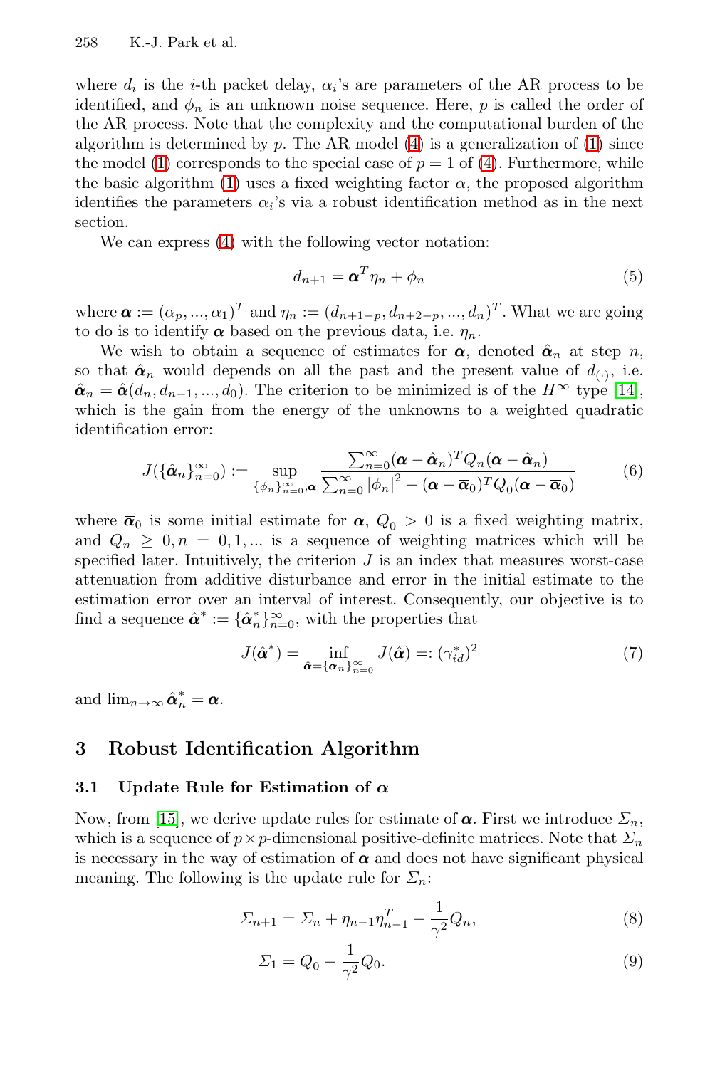where $d_i$ is the $i$-th packet delay, $\alpha_i$'s are parameters of the AR process to be identified, and $\phi_n$ is an unknown noise sequence. Here, $p$ is called the order of the AR process. Note that the complexity and the computational burden of the algorithm is determined by $p$. The AR model (4) is a generalization of (1) since the model (1) corresponds to the special case of $p = 1$ of (4). Furthermore, while the basic algorithm (1) uses a fixed weighting factor $\alpha$, the proposed algorithm identifies the parameters $\alpha_i$'s via a robust identification method as in the next section.

We can express (4) with the following vector notation:

$$d_{n+1} = \boldsymbol{\alpha}^T \eta_n + \phi_n \tag{5}$$

where $\boldsymbol{\alpha} := (\alpha_p, ..., \alpha_1)^T$ and $\eta_n := (d_{n+1-p}, d_{n+2-p}, ..., d_n)^T$. What we are going to do is to identify $\boldsymbol{\alpha}$ based on the previous data, i.e. $\eta_n$.

We wish to obtain a sequence of estimates for $\boldsymbol{\alpha}$, denoted $\hat{\boldsymbol{\alpha}}_n$ at step $n$, so that $\hat{\boldsymbol{\alpha}}_n$ would depends on all the past and the present value of $d_{(\cdot)}$, i.e. $\hat{\boldsymbol{\alpha}}_n = \hat{\boldsymbol{\alpha}}(d_n, d_{n-1}, ..., d_0)$. The criterion to be minimized is of the $H^\infty$ type [14], which is the gain from the energy of the unknowns to a weighted quadratic identification error:

$$J(\{\hat{\boldsymbol{\alpha}}_n\}_{n=0}^\infty) := \sup_{\{\phi_n\}_{n=0}^\infty, \boldsymbol{\alpha}} \frac{\sum_{n=0}^\infty (\boldsymbol{\alpha} - \hat{\boldsymbol{\alpha}}_n)^T Q_n (\boldsymbol{\alpha} - \hat{\boldsymbol{\alpha}}_n)}{\sum_{n=0}^\infty |\phi_n|^2 + (\boldsymbol{\alpha} - \overline{\boldsymbol{\alpha}}_0)^T \overline{Q}_0 (\boldsymbol{\alpha} - \overline{\boldsymbol{\alpha}}_0)} \tag{6}$$

where $\overline{\boldsymbol{\alpha}}_0$ is some initial estimate for $\boldsymbol{\alpha}$, $\overline{Q}_0 > 0$ is a fixed weighting matrix, and $Q_n \geq 0, n = 0, 1, ...$ is a sequence of weighting matrices which will be specified later. Intuitively, the criterion $J$ is an index that measures worst-case attenuation from additive disturbance and error in the initial estimate to the estimation error over an interval of interest. Consequently, our objective is to find a sequence $\hat{\boldsymbol{\alpha}}^* := \{\hat{\boldsymbol{\alpha}}_n^*\}_{n=0}^\infty$, with the properties that

$$J(\hat{\boldsymbol{\alpha}}^*) = \inf_{\hat{\boldsymbol{\alpha}} = \{\boldsymbol{\alpha}_n\}_{n=0}^\infty} J(\hat{\boldsymbol{\alpha}}) =: (\gamma_{id}^*)^2 \tag{7}$$

and $\lim_{n\to\infty} \hat{\boldsymbol{\alpha}}_n^* = \boldsymbol{\alpha}$.

## 3 Robust Identification Algorithm

### 3.1 Update Rule for Estimation of $\boldsymbol{\alpha}$

Now, from [15], we derive update rules for estimate of $\boldsymbol{\alpha}$. First we introduce $\Sigma_n$, which is a sequence of $p \times p$-dimensional positive-definite matrices. Note that $\Sigma_n$ is necessary in the way of estimation of $\boldsymbol{\alpha}$ and does not have significant physical meaning. The following is the update rule for $\Sigma_n$:

$$\Sigma_{n+1} = \Sigma_n + \eta_{n-1}\eta_{n-1}^T - \frac{1}{\gamma^2} Q_n, \tag{8}$$

$$\Sigma_1 = \overline{Q}_0 - \frac{1}{\gamma^2} Q_0. \tag{9}$$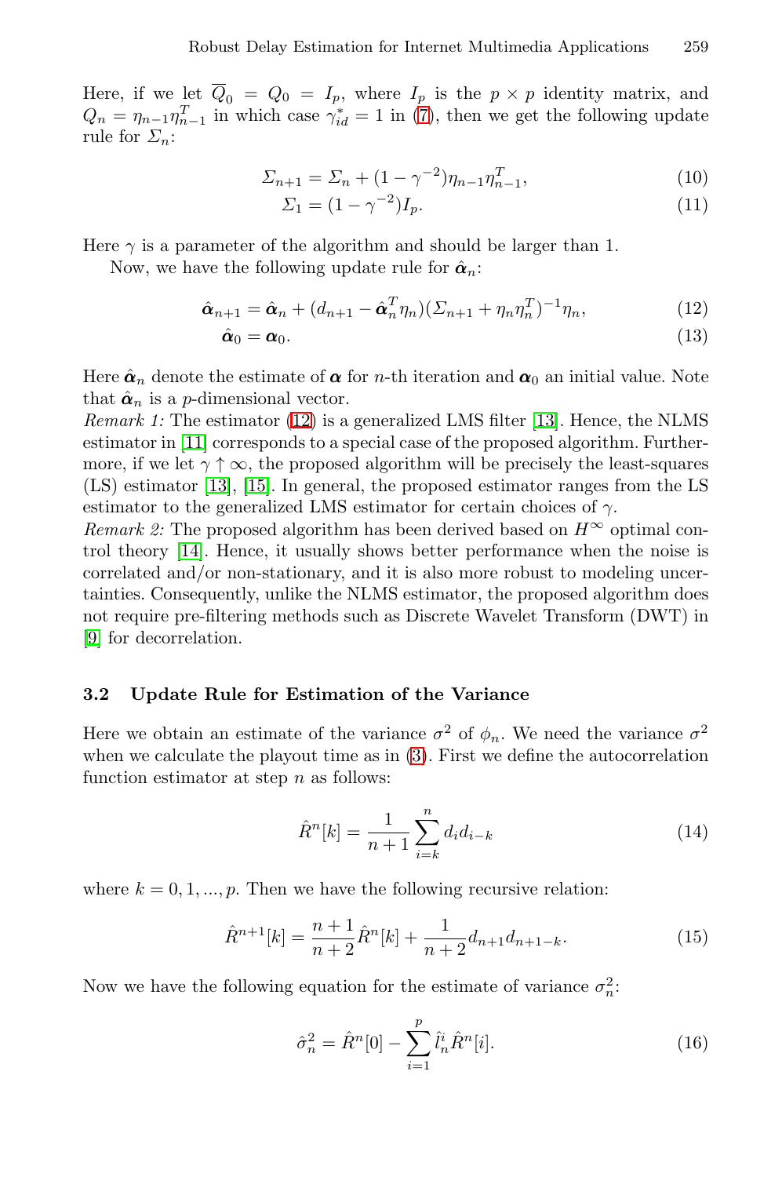Here, if we let $\overline{Q}_0 = Q_0 = I_p$, where $I_p$ is the $p \times p$ identity matrix, and $Q_n = \eta_{n-1}\eta_{n-1}^T$ in which case $\gamma_{id}^* = 1$ in (7), then we get the following update rule for $\Sigma_n$:

$$\Sigma_{n+1} = \Sigma_n + (1 - \gamma^{-2})\eta_{n-1}\eta_{n-1}^T, \tag{10}$$

$$\Sigma_1 = (1 - \gamma^{-2})I_p. \tag{11}$$

Here $\gamma$ is a parameter of the algorithm and should be larger than 1.

Now, we have the following update rule for $\hat{\boldsymbol{\alpha}}_n$:

$$\hat{\boldsymbol{\alpha}}_{n+1} = \hat{\boldsymbol{\alpha}}_n + (d_{n+1} - \hat{\boldsymbol{\alpha}}_n^T \eta_n)(\Sigma_{n+1} + \eta_n \eta_n^T)^{-1}\eta_n, \tag{12}$$

$$\hat{\boldsymbol{\alpha}}_0 = \boldsymbol{\alpha}_0. \tag{13}$$

Here $\hat{\boldsymbol{\alpha}}_n$ denote the estimate of $\boldsymbol{\alpha}$ for $n$-th iteration and $\boldsymbol{\alpha}_0$ an initial value. Note that $\hat{\boldsymbol{\alpha}}_n$ is a $p$-dimensional vector.

*Remark 1:* The estimator (12) is a generalized LMS filter [13]. Hence, the NLMS estimator in [11] corresponds to a special case of the proposed algorithm. Furthermore, if we let $\gamma \uparrow \infty$, the proposed algorithm will be precisely the least-squares (LS) estimator [13], [15]. In general, the proposed estimator ranges from the LS estimator to the generalized LMS estimator for certain choices of $\gamma$.

*Remark 2:* The proposed algorithm has been derived based on $H^\infty$ optimal control theory [14]. Hence, it usually shows better performance when the noise is correlated and/or non-stationary, and it is also more robust to modeling uncertainties. Consequently, unlike the NLMS estimator, the proposed algorithm does not require pre-filtering methods such as Discrete Wavelet Transform (DWT) in [9] for decorrelation.

### 3.2 Update Rule for Estimation of the Variance

Here we obtain an estimate of the variance $\sigma^2$ of $\phi_n$. We need the variance $\sigma^2$ when we calculate the playout time as in (3). First we define the autocorrelation function estimator at step $n$ as follows:

$$\hat{R}^n[k] = \frac{1}{n+1}\sum_{i=k}^{n} d_i d_{i-k} \tag{14}$$

where $k = 0, 1, ..., p$. Then we have the following recursive relation:

$$\hat{R}^{n+1}[k] = \frac{n+1}{n+2}\hat{R}^n[k] + \frac{1}{n+2}d_{n+1}d_{n+1-k}. \tag{15}$$

Now we have the following equation for the estimate of variance $\sigma_n^2$:

$$\hat{\sigma}_n^2 = \hat{R}^n[0] - \sum_{i=1}^{p} \hat{l}_n^i \hat{R}^n[i]. \tag{16}$$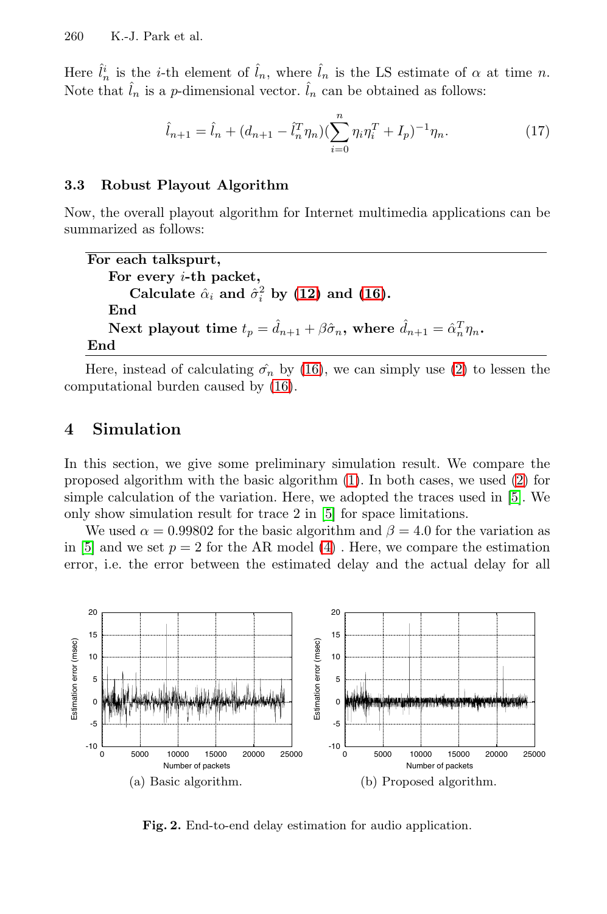Here $\hat{l}_n^i$ is the $i$-th element of $\hat{l}_n$, where $\hat{l}_n$ is the LS estimate of $\alpha$ at time $n$. Note that $\hat{l}_n$ is a $p$-dimensional vector. $\hat{l}_n$ can be obtained as follows:

$$\hat{l}_{n+1} = \hat{l}_n + (d_{n+1} - \hat{l}_n^T \eta_n)(\sum_{i=0}^{n} \eta_i \eta_i^T + I_p)^{-1} \eta_n. \tag{17}$$

### 3.3 Robust Playout Algorithm

Now, the overall playout algorithm for Internet multimedia applications can be summarized as follows:

**For each talkspurt,**
  **For every $i$-th packet,**
    **Calculate $\hat{\alpha}_i$ and $\hat{\sigma}_i^2$ by (12) and (16).**
  **End**
  **Next playout time $t_p = \hat{d}_{n+1} + \beta\hat{\sigma}_n$, where $\hat{d}_{n+1} = \hat{\alpha}_n^T \eta_n$.**
**End**

Here, instead of calculating $\hat{\sigma_n}$ by (16), we can simply use (2) to lessen the computational burden caused by (16).

## 4 Simulation

In this section, we give some preliminary simulation result. We compare the proposed algorithm with the basic algorithm (1). In both cases, we used (2) for simple calculation of the variation. Here, we adopted the traces used in [5]. We only show simulation result for trace 2 in [5] for space limitations.

We used $\alpha = 0.99802$ for the basic algorithm and $\beta = 4.0$ for the variation as in [5] and we set $p = 2$ for the AR model (4) . Here, we compare the estimation error, i.e. the error between the estimated delay and the actual delay for all

(a) Basic algorithm.

(b) Proposed algorithm.

**Fig. 2.** End-to-end delay estimation for audio application.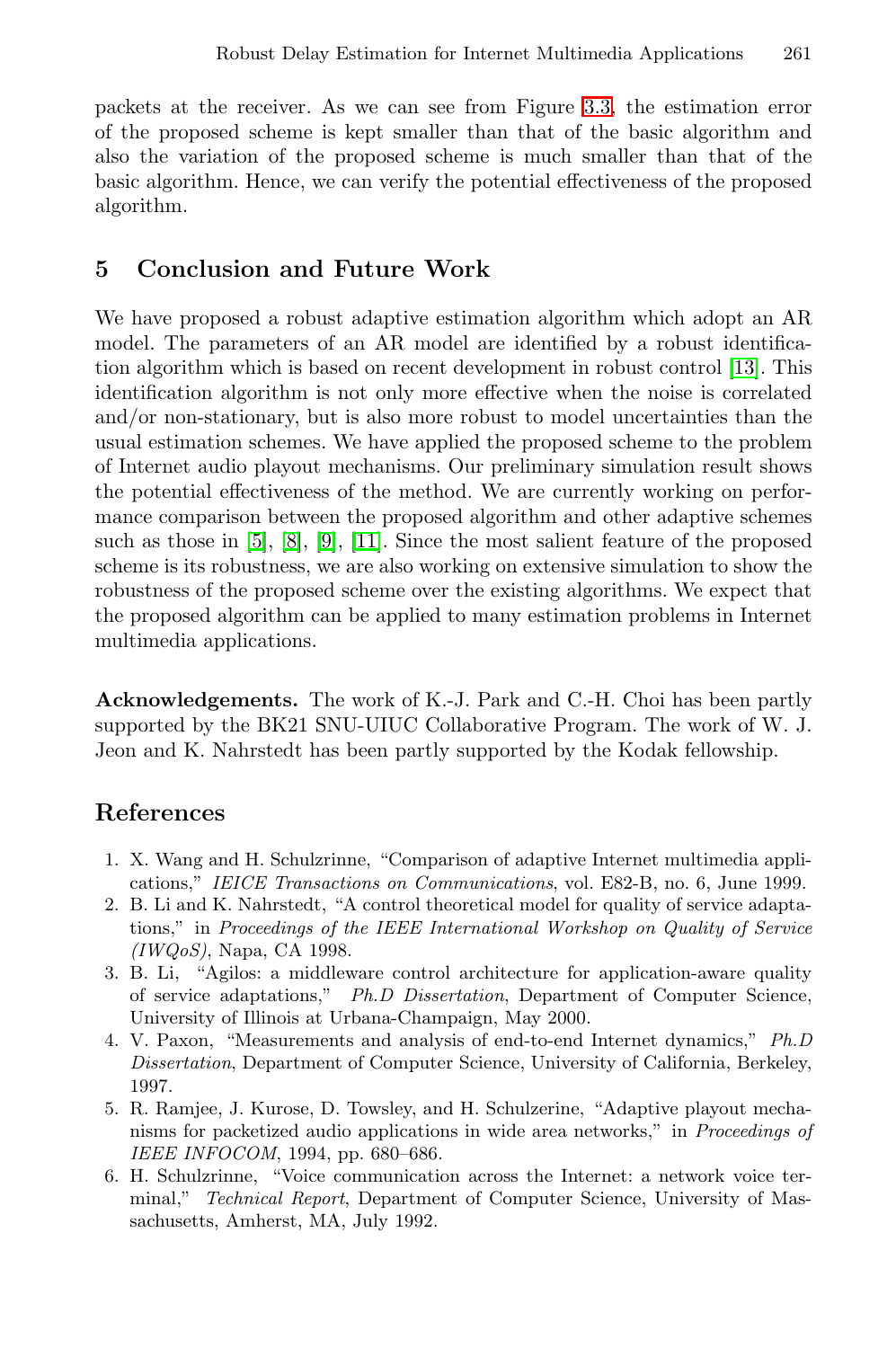packets at the receiver. As we can see from Figure 3.3, the estimation error of the proposed scheme is kept smaller than that of the basic algorithm and also the variation of the proposed scheme is much smaller than that of the basic algorithm. Hence, we can verify the potential effectiveness of the proposed algorithm.

## 5 Conclusion and Future Work

We have proposed a robust adaptive estimation algorithm which adopt an AR model. The parameters of an AR model are identified by a robust identification algorithm which is based on recent development in robust control [13]. This identification algorithm is not only more effective when the noise is correlated and/or non-stationary, but is also more robust to model uncertainties than the usual estimation schemes. We have applied the proposed scheme to the problem of Internet audio playout mechanisms. Our preliminary simulation result shows the potential effectiveness of the method. We are currently working on performance comparison between the proposed algorithm and other adaptive schemes such as those in [5], [8], [9], [11]. Since the most salient feature of the proposed scheme is its robustness, we are also working on extensive simulation to show the robustness of the proposed scheme over the existing algorithms. We expect that the proposed algorithm can be applied to many estimation problems in Internet multimedia applications.

**Acknowledgements.** The work of K.-J. Park and C.-H. Choi has been partly supported by the BK21 SNU-UIUC Collaborative Program. The work of W. J. Jeon and K. Nahrstedt has been partly supported by the Kodak fellowship.

## References

1. X. Wang and H. Schulzrinne, "Comparison of adaptive Internet multimedia applications," *IEICE Transactions on Communications*, vol. E82-B, no. 6, June 1999.
2. B. Li and K. Nahrstedt, "A control theoretical model for quality of service adaptations," in *Proceedings of the IEEE International Workshop on Quality of Service (IWQoS)*, Napa, CA 1998.
3. B. Li, "Agilos: a middleware control architecture for application-aware quality of service adaptations," *Ph.D Dissertation*, Department of Computer Science, University of Illinois at Urbana-Champaign, May 2000.
4. V. Paxon, "Measurements and analysis of end-to-end Internet dynamics," *Ph.D Dissertation*, Department of Computer Science, University of California, Berkeley, 1997.
5. R. Ramjee, J. Kurose, D. Towsley, and H. Schulzerine, "Adaptive playout mechanisms for packetized audio applications in wide area networks," in *Proceedings of IEEE INFOCOM*, 1994, pp. 680–686.
6. H. Schulzrinne, "Voice communication across the Internet: a network voice terminal," *Technical Report*, Department of Computer Science, University of Massachusetts, Amherst, MA, July 1992.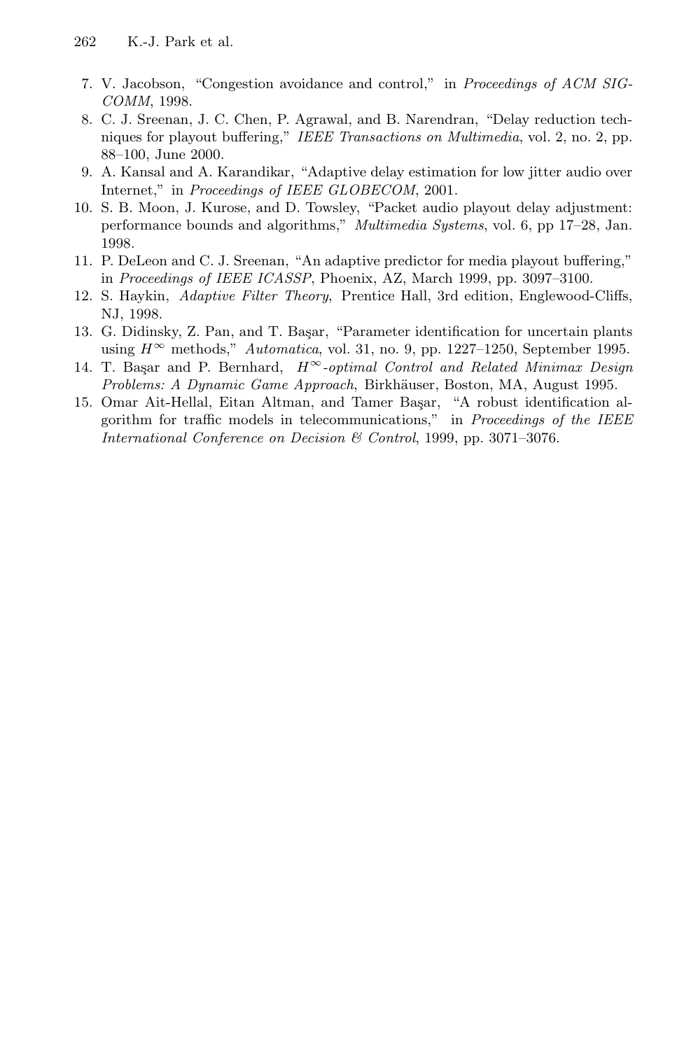7. V. Jacobson, "Congestion avoidance and control," in *Proceedings of ACM SIGCOMM*, 1998.
8. C. J. Sreenan, J. C. Chen, P. Agrawal, and B. Narendran, "Delay reduction techniques for playout buffering," *IEEE Transactions on Multimedia*, vol. 2, no. 2, pp. 88–100, June 2000.
9. A. Kansal and A. Karandikar, "Adaptive delay estimation for low jitter audio over Internet," in *Proceedings of IEEE GLOBECOM*, 2001.
10. S. B. Moon, J. Kurose, and D. Towsley, "Packet audio playout delay adjustment: performance bounds and algorithms," *Multimedia Systems*, vol. 6, pp 17–28, Jan. 1998.
11. P. DeLeon and C. J. Sreenan, "An adaptive predictor for media playout buffering," in *Proceedings of IEEE ICASSP*, Phoenix, AZ, March 1999, pp. 3097–3100.
12. S. Haykin, *Adaptive Filter Theory*, Prentice Hall, 3rd edition, Englewood-Cliffs, NJ, 1998.
13. G. Didinsky, Z. Pan, and T. Başar, "Parameter identification for uncertain plants using $H^\infty$ methods," *Automatica*, vol. 31, no. 9, pp. 1227–1250, September 1995.
14. T. Başar and P. Bernhard, *$H^\infty$-optimal Control and Related Minimax Design Problems: A Dynamic Game Approach*, Birkhäuser, Boston, MA, August 1995.
15. Omar Ait-Hellal, Eitan Altman, and Tamer Başar, "A robust identification algorithm for traffic models in telecommunications," in *Proceedings of the IEEE International Conference on Decision & Control*, 1999, pp. 3071–3076.